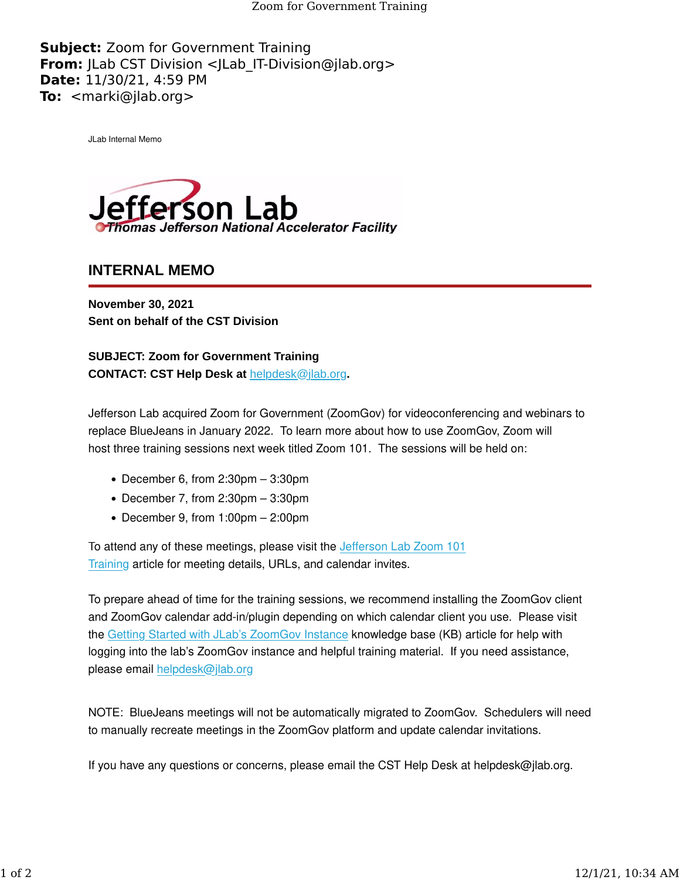**Subject:** Zoom for Government Training
**From:** JLab CST Division <JLab_IT-Division@jlab.org>
**Date:** 11/30/21, 4:59 PM
**To:** <marki@jlab.org>

JLab Internal Memo

Jefferson Lab
Thomas Jefferson National Accelerator Facility

## INTERNAL MEMO

**November 30, 2021**
**Sent on behalf of the CST Division**

**SUBJECT: Zoom for Government Training**
**CONTACT: CST Help Desk at helpdesk@jlab.org.**

Jefferson Lab acquired Zoom for Government (ZoomGov) for videoconferencing and webinars to replace BlueJeans in January 2022. To learn more about how to use ZoomGov, Zoom will host three training sessions next week titled Zoom 101. The sessions will be held on:

- December 6, from 2:30pm – 3:30pm
- December 7, from 2:30pm – 3:30pm
- December 9, from 1:00pm – 2:00pm

To attend any of these meetings, please visit the Jefferson Lab Zoom 101 Training article for meeting details, URLs, and calendar invites.

To prepare ahead of time for the training sessions, we recommend installing the ZoomGov client and ZoomGov calendar add-in/plugin depending on which calendar client you use. Please visit the Getting Started with JLab's ZoomGov Instance knowledge base (KB) article for help with logging into the lab's ZoomGov instance and helpful training material. If you need assistance, please email helpdesk@jlab.org

NOTE: BlueJeans meetings will not be automatically migrated to ZoomGov. Schedulers will need to manually recreate meetings in the ZoomGov platform and update calendar invitations.

If you have any questions or concerns, please email the CST Help Desk at helpdesk@jlab.org.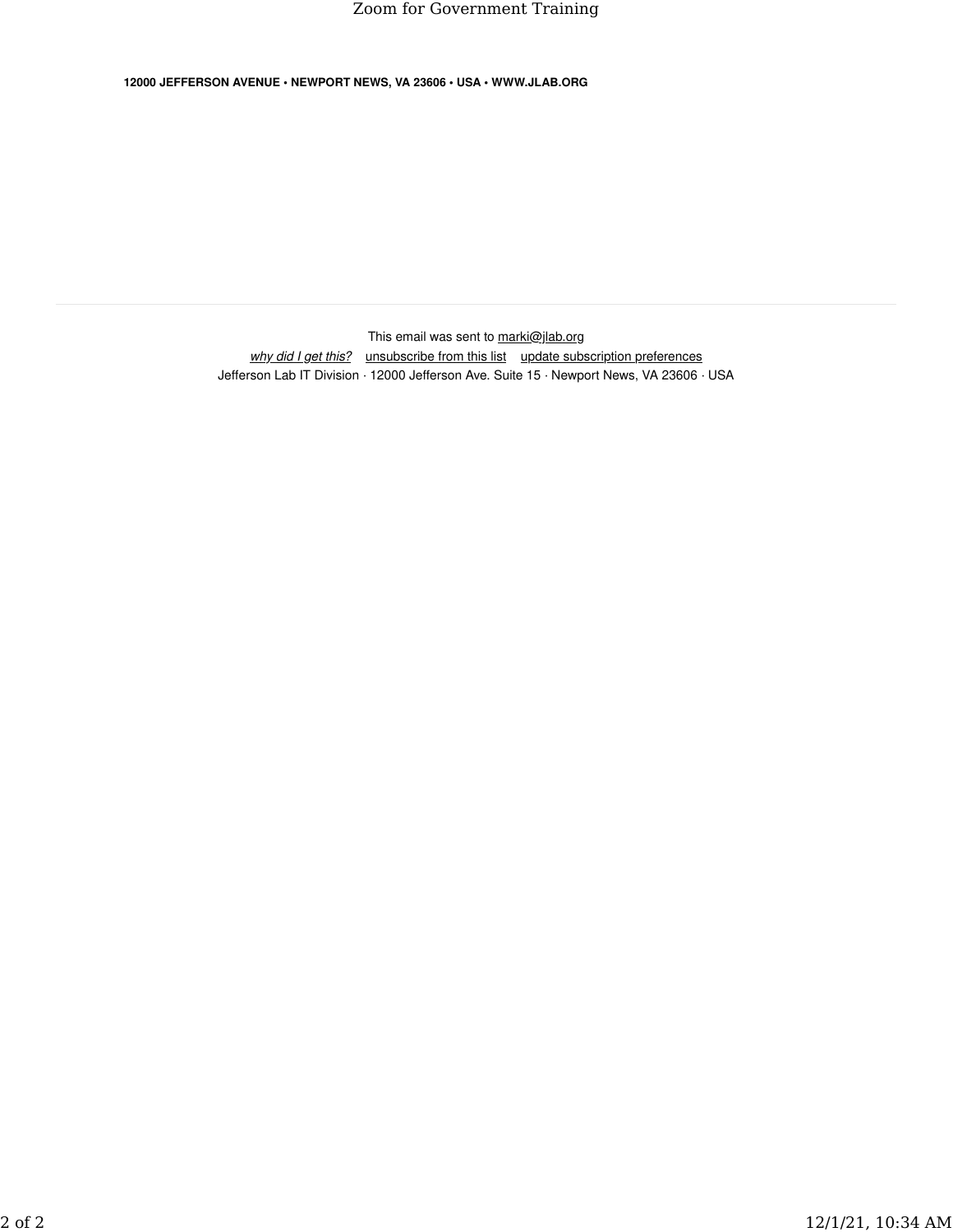**12000 JEFFERSON AVENUE • NEWPORT NEWS, VA 23606 • USA • WWW.JLAB.ORG**

---

This email was sent to marki@jlab.org

*why did I get this?* unsubscribe from this list update subscription preferences

Jefferson Lab IT Division · 12000 Jefferson Ave. Suite 15 · Newport News, VA 23606 · USA